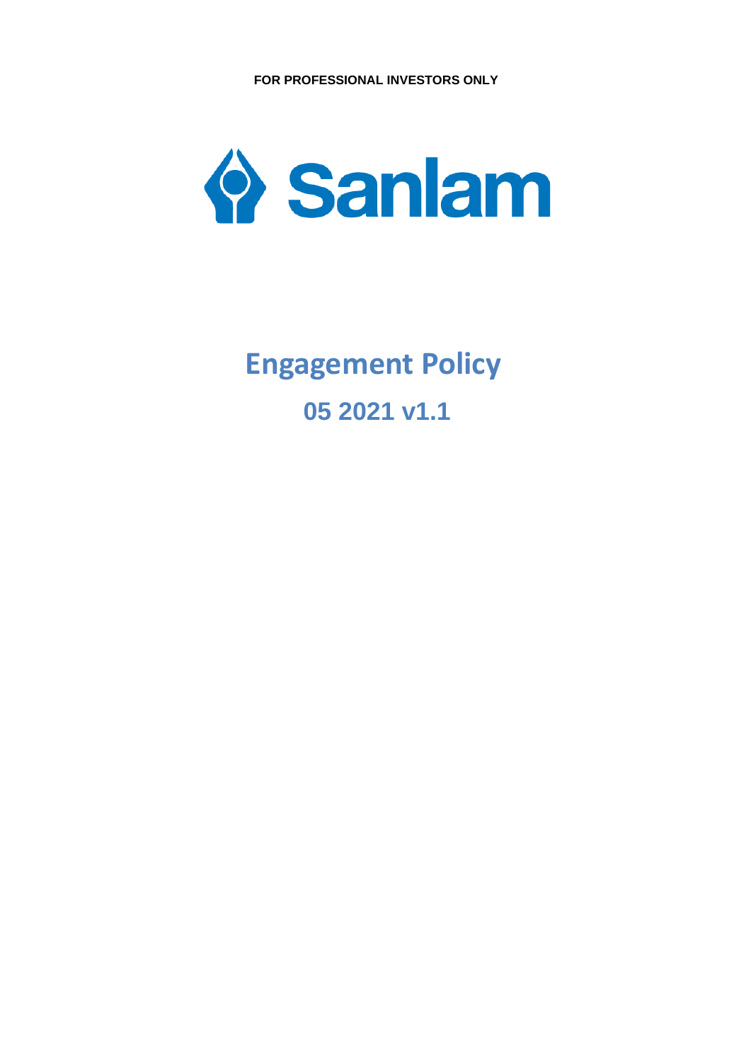**FOR PROFESSIONAL INVESTORS ONLY**

Sanlam

# Engagement Policy

## 05 2021 v1.1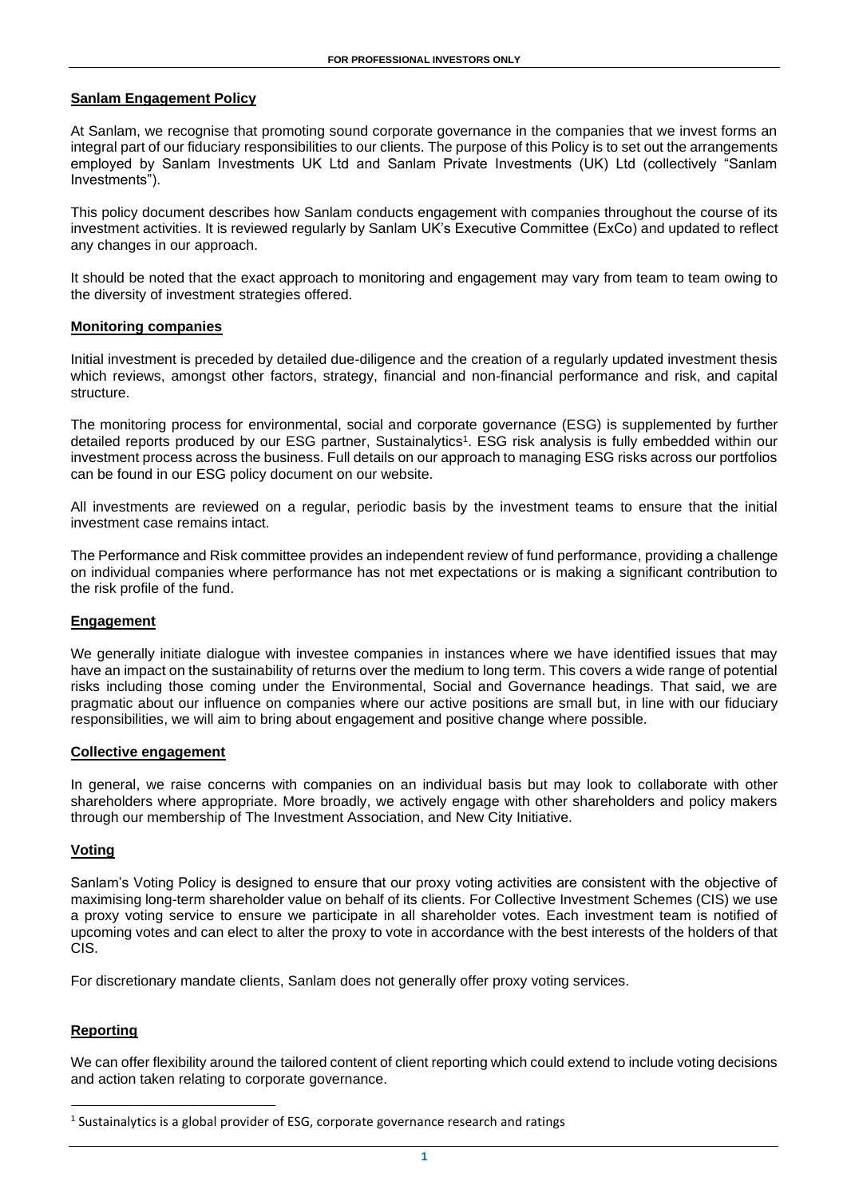FOR PROFESSIONAL INVESTORS ONLY

## Sanlam Engagement Policy

At Sanlam, we recognise that promoting sound corporate governance in the companies that we invest forms an integral part of our fiduciary responsibilities to our clients. The purpose of this Policy is to set out the arrangements employed by Sanlam Investments UK Ltd and Sanlam Private Investments (UK) Ltd (collectively "Sanlam Investments").

This policy document describes how Sanlam conducts engagement with companies throughout the course of its investment activities. It is reviewed regularly by Sanlam UK's Executive Committee (ExCo) and updated to reflect any changes in our approach.

It should be noted that the exact approach to monitoring and engagement may vary from team to team owing to the diversity of investment strategies offered.

### Monitoring companies

Initial investment is preceded by detailed due-diligence and the creation of a regularly updated investment thesis which reviews, amongst other factors, strategy, financial and non-financial performance and risk, and capital structure.

The monitoring process for environmental, social and corporate governance (ESG) is supplemented by further detailed reports produced by our ESG partner, Sustainalytics[1]. ESG risk analysis is fully embedded within our investment process across the business. Full details on our approach to managing ESG risks across our portfolios can be found in our ESG policy document on our website.

All investments are reviewed on a regular, periodic basis by the investment teams to ensure that the initial investment case remains intact.

The Performance and Risk committee provides an independent review of fund performance, providing a challenge on individual companies where performance has not met expectations or is making a significant contribution to the risk profile of the fund.

### Engagement

We generally initiate dialogue with investee companies in instances where we have identified issues that may have an impact on the sustainability of returns over the medium to long term. This covers a wide range of potential risks including those coming under the Environmental, Social and Governance headings. That said, we are pragmatic about our influence on companies where our active positions are small but, in line with our fiduciary responsibilities, we will aim to bring about engagement and positive change where possible.

### Collective engagement

In general, we raise concerns with companies on an individual basis but may look to collaborate with other shareholders where appropriate. More broadly, we actively engage with other shareholders and policy makers through our membership of The Investment Association, and New City Initiative.

### Voting

Sanlam's Voting Policy is designed to ensure that our proxy voting activities are consistent with the objective of maximising long-term shareholder value on behalf of its clients. For Collective Investment Schemes (CIS) we use a proxy voting service to ensure we participate in all shareholder votes. Each investment team is notified of upcoming votes and can elect to alter the proxy to vote in accordance with the best interests of the holders of that CIS.

For discretionary mandate clients, Sanlam does not generally offer proxy voting services.

### Reporting

We can offer flexibility around the tailored content of client reporting which could extend to include voting decisions and action taken relating to corporate governance.

[1] Sustainalytics is a global provider of ESG, corporate governance research and ratings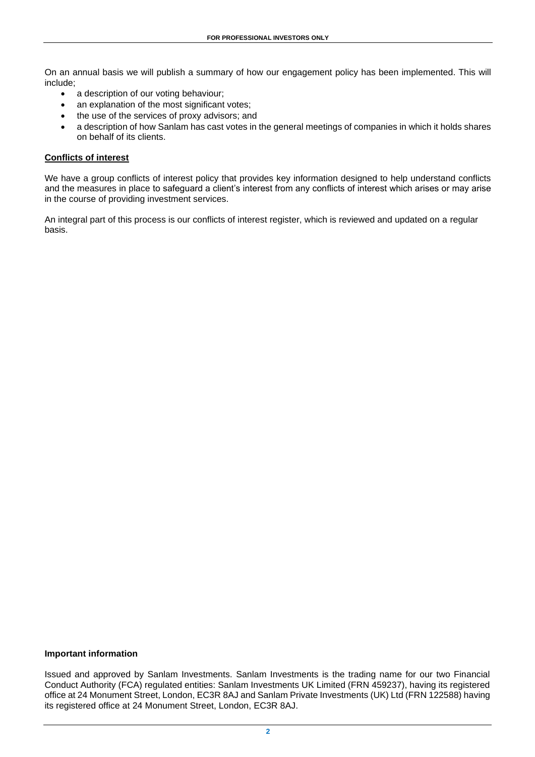On an annual basis we will publish a summary of how our engagement policy has been implemented. This will include;

- a description of our voting behaviour;
- an explanation of the most significant votes;
- the use of the services of proxy advisors; and
- a description of how Sanlam has cast votes in the general meetings of companies in which it holds shares on behalf of its clients.

**Conflicts of interest**

We have a group conflicts of interest policy that provides key information designed to help understand conflicts and the measures in place to safeguard a client's interest from any conflicts of interest which arises or may arise in the course of providing investment services.

An integral part of this process is our conflicts of interest register, which is reviewed and updated on a regular basis.

**Important information**

Issued and approved by Sanlam Investments. Sanlam Investments is the trading name for our two Financial Conduct Authority (FCA) regulated entities: Sanlam Investments UK Limited (FRN 459237), having its registered office at 24 Monument Street, London, EC3R 8AJ and Sanlam Private Investments (UK) Ltd (FRN 122588) having its registered office at 24 Monument Street, London, EC3R 8AJ.